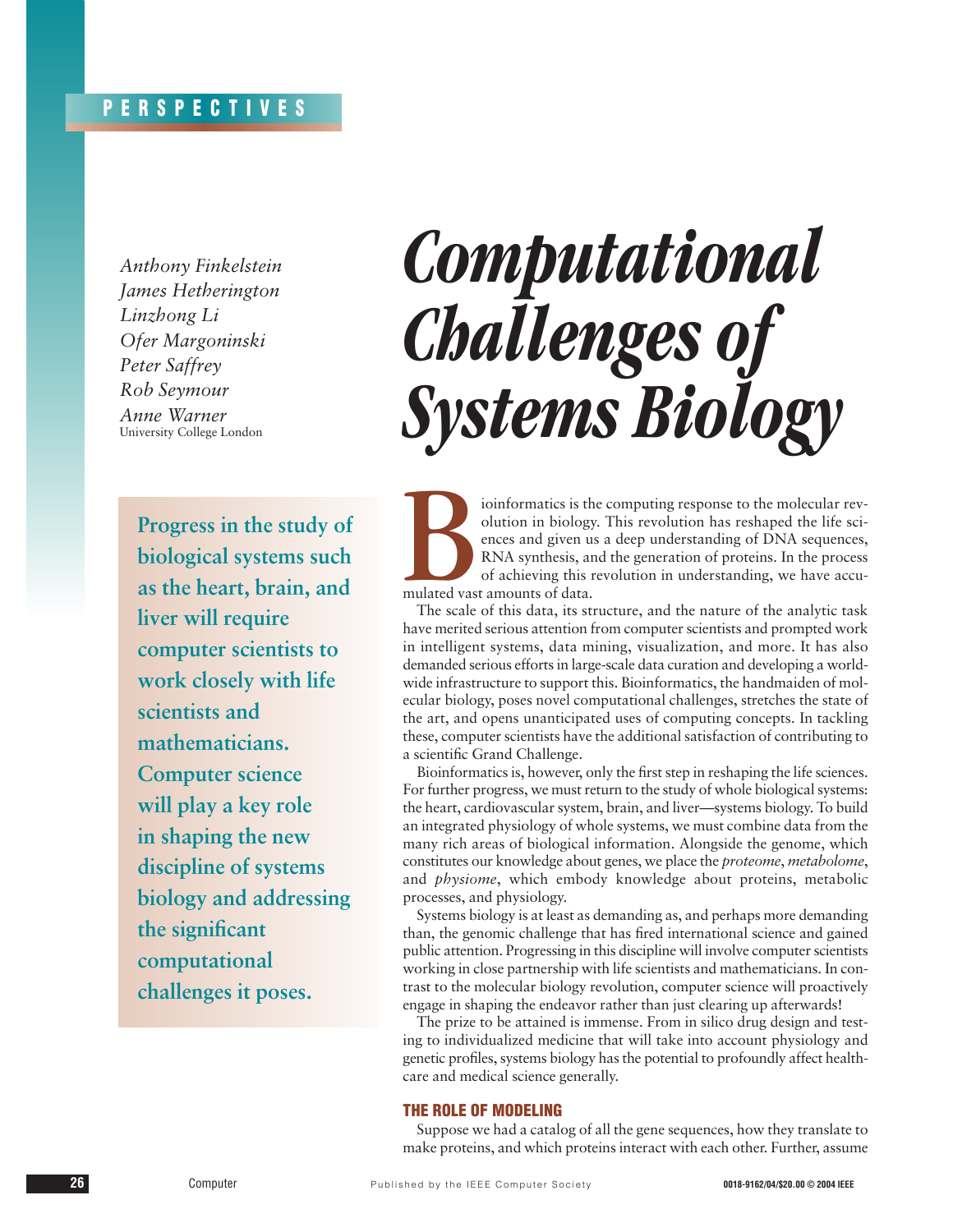PERSPECTIVES

# Computational Challenges of Systems Biology

*Anthony Finkelstein*
*James Hetherington*
*Linzhong Li*
*Ofer Margoninski*
*Peter Saffrey*
*Rob Seymour*
*Anne Warner*
University College London

**Progress in the study of biological systems such as the heart, brain, and liver will require computer scientists to work closely with life scientists and mathematicians. Computer science will play a key role in shaping the new discipline of systems biology and addressing the significant computational challenges it poses.**

Bioinformatics is the computing response to the molecular revolution in biology. This revolution has reshaped the life sciences and given us a deep understanding of DNA sequences, RNA synthesis, and the generation of proteins. In the process of achieving this revolution in understanding, we have accumulated vast amounts of data.

The scale of this data, its structure, and the nature of the analytic task have merited serious attention from computer scientists and prompted work in intelligent systems, data mining, visualization, and more. It has also demanded serious efforts in large-scale data curation and developing a worldwide infrastructure to support this. Bioinformatics, the handmaiden of molecular biology, poses novel computational challenges, stretches the state of the art, and opens unanticipated uses of computing concepts. In tackling these, computer scientists have the additional satisfaction of contributing to a scientific Grand Challenge.

Bioinformatics is, however, only the first step in reshaping the life sciences. For further progress, we must return to the study of whole biological systems: the heart, cardiovascular system, brain, and liver—systems biology. To build an integrated physiology of whole systems, we must combine data from the many rich areas of biological information. Alongside the genome, which constitutes our knowledge about genes, we place the *proteome*, *metabolome*, and *physiome*, which embody knowledge about proteins, metabolic processes, and physiology.

Systems biology is at least as demanding as, and perhaps more demanding than, the genomic challenge that has fired international science and gained public attention. Progressing in this discipline will involve computer scientists working in close partnership with life scientists and mathematicians. In contrast to the molecular biology revolution, computer science will proactively engage in shaping the endeavor rather than just clearing up afterwards!

The prize to be attained is immense. From in silico drug design and testing to individualized medicine that will take into account physiology and genetic profiles, systems biology has the potential to profoundly affect healthcare and medical science generally.

## THE ROLE OF MODELING

Suppose we had a catalog of all the gene sequences, how they translate to make proteins, and which proteins interact with each other. Further, assume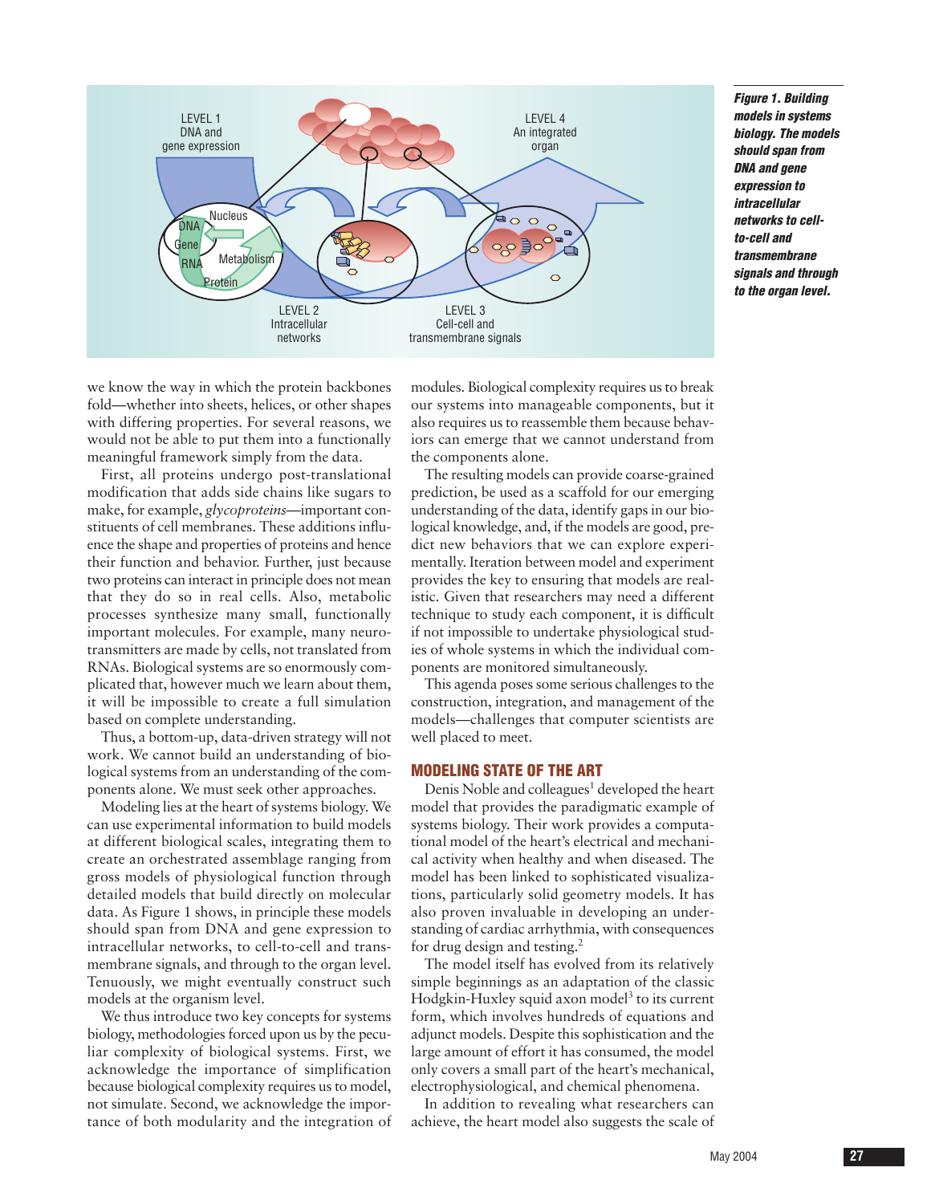LEVEL 1
DNA and
gene expression

LEVEL 4
An integrated
organ

Nucleus
DNA
Gene
RNA
Metabolism
Protein

LEVEL 2
Intracellular
networks

LEVEL 3
Cell-cell and
transmembrane signals

***Figure 1. Building models in systems biology. The models should span from DNA and gene expression to intracellular networks to cell-to-cell and transmembrane signals and through to the organ level.***

we know the way in which the protein backbones fold—whether into sheets, helices, or other shapes with differing properties. For several reasons, we would not be able to put them into a functionally meaningful framework simply from the data.

First, all proteins undergo post-translational modification that adds side chains like sugars to make, for example, *glycoproteins*—important constituents of cell membranes. These additions influence the shape and properties of proteins and hence their function and behavior. Further, just because two proteins can interact in principle does not mean that they do so in real cells. Also, metabolic processes synthesize many small, functionally important molecules. For example, many neurotransmitters are made by cells, not translated from RNAs. Biological systems are so enormously complicated that, however much we learn about them, it will be impossible to create a full simulation based on complete understanding.

Thus, a bottom-up, data-driven strategy will not work. We cannot build an understanding of biological systems from an understanding of the components alone. We must seek other approaches.

Modeling lies at the heart of systems biology. We can use experimental information to build models at different biological scales, integrating them to create an orchestrated assemblage ranging from gross models of physiological function through detailed models that build directly on molecular data. As Figure 1 shows, in principle these models should span from DNA and gene expression to intracellular networks, to cell-to-cell and transmembrane signals, and through to the organ level. Tenuously, we might eventually construct such models at the organism level.

We thus introduce two key concepts for systems biology, methodologies forced upon us by the peculiar complexity of biological systems. First, we acknowledge the importance of simplification because biological complexity requires us to model, not simulate. Second, we acknowledge the importance of both modularity and the integration of modules. Biological complexity requires us to break our systems into manageable components, but it also requires us to reassemble them because behaviors can emerge that we cannot understand from the components alone.

The resulting models can provide coarse-grained prediction, be used as a scaffold for our emerging understanding of the data, identify gaps in our biological knowledge, and, if the models are good, predict new behaviors that we can explore experimentally. Iteration between model and experiment provides the key to ensuring that models are realistic. Given that researchers may need a different technique to study each component, it is difficult if not impossible to undertake physiological studies of whole systems in which the individual components are monitored simultaneously.

This agenda poses some serious challenges to the construction, integration, and management of the models—challenges that computer scientists are well placed to meet.

## MODELING STATE OF THE ART

Denis Noble and colleagues[1] developed the heart model that provides the paradigmatic example of systems biology. Their work provides a computational model of the heart's electrical and mechanical activity when healthy and when diseased. The model has been linked to sophisticated visualizations, particularly solid geometry models. It has also proven invaluable in developing an understanding of cardiac arrhythmia, with consequences for drug design and testing.[2]

The model itself has evolved from its relatively simple beginnings as an adaptation of the classic Hodgkin-Huxley squid axon model[3] to its current form, which involves hundreds of equations and adjunct models. Despite this sophistication and the large amount of effort it has consumed, the model only covers a small part of the heart's mechanical, electrophysiological, and chemical phenomena.

In addition to revealing what researchers can achieve, the heart model also suggests the scale of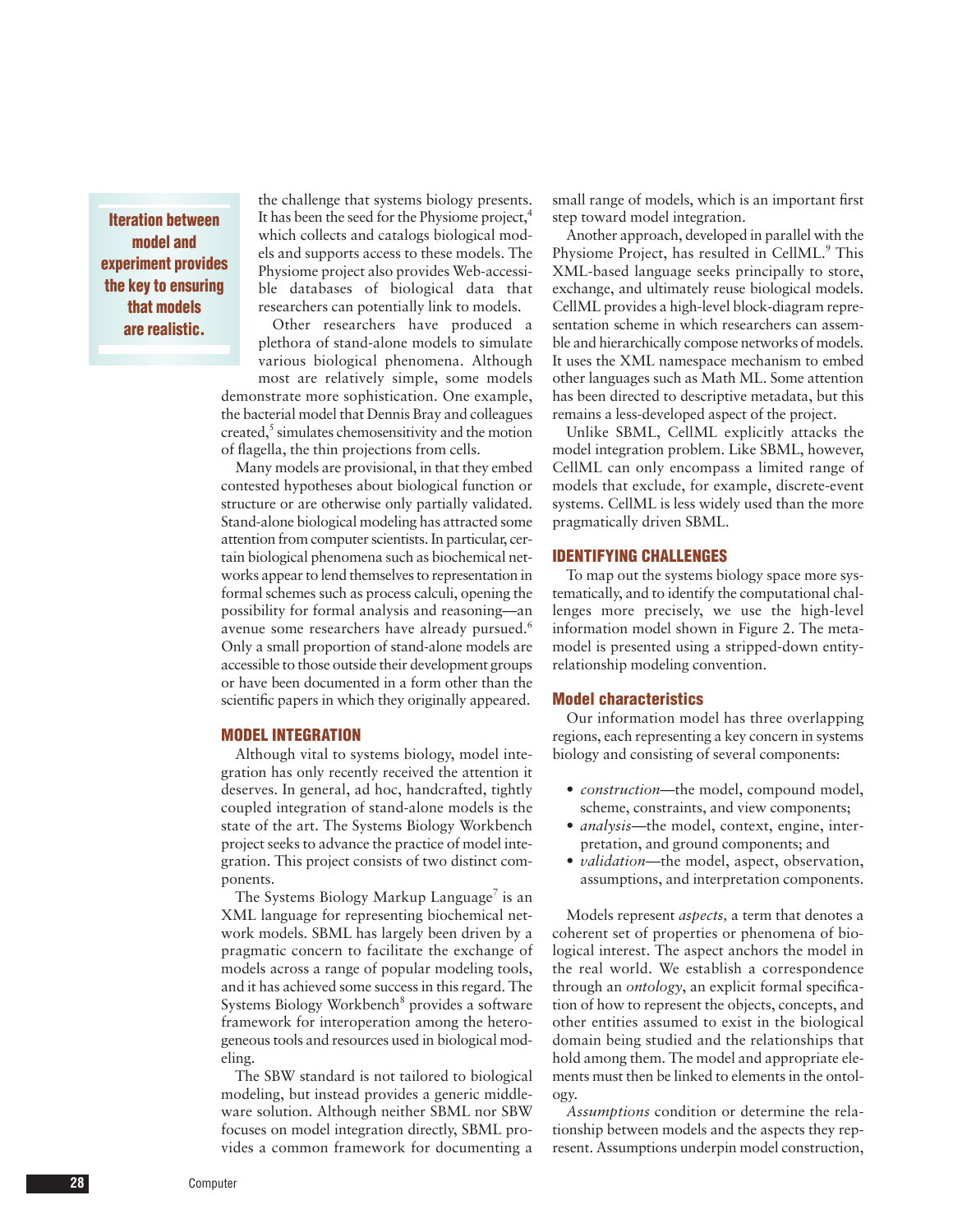> **Iteration between model and experiment provides the key to ensuring that models are realistic.**

the challenge that systems biology presents. It has been the seed for the Physiome project,[4] which collects and catalogs biological models and supports access to these models. The Physiome project also provides Web-accessible databases of biological data that researchers can potentially link to models.

Other researchers have produced a plethora of stand-alone models to simulate various biological phenomena. Although most are relatively simple, some models demonstrate more sophistication. One example, the bacterial model that Dennis Bray and colleagues created,[5] simulates chemosensitivity and the motion of flagella, the thin projections from cells.

Many models are provisional, in that they embed contested hypotheses about biological function or structure or are otherwise only partially validated. Stand-alone biological modeling has attracted some attention from computer scientists. In particular, certain biological phenomena such as biochemical networks appear to lend themselves to representation in formal schemes such as process calculi, opening the possibility for formal analysis and reasoning—an avenue some researchers have already pursued.[6] Only a small proportion of stand-alone models are accessible to those outside their development groups or have been documented in a form other than the scientific papers in which they originally appeared.

## MODEL INTEGRATION

Although vital to systems biology, model integration has only recently received the attention it deserves. In general, ad hoc, handcrafted, tightly coupled integration of stand-alone models is the state of the art. The Systems Biology Workbench project seeks to advance the practice of model integration. This project consists of two distinct components.

The Systems Biology Markup Language[7] is an XML language for representing biochemical network models. SBML has largely been driven by a pragmatic concern to facilitate the exchange of models across a range of popular modeling tools, and it has achieved some success in this regard. The Systems Biology Workbench[8] provides a software framework for interoperation among the heterogeneous tools and resources used in biological modeling.

The SBW standard is not tailored to biological modeling, but instead provides a generic middleware solution. Although neither SBML nor SBW focuses on model integration directly, SBML provides a common framework for documenting a small range of models, which is an important first step toward model integration.

Another approach, developed in parallel with the Physiome Project, has resulted in CellML.[9] This XML-based language seeks principally to store, exchange, and ultimately reuse biological models. CellML provides a high-level block-diagram representation scheme in which researchers can assemble and hierarchically compose networks of models. It uses the XML namespace mechanism to embed other languages such as Math ML. Some attention has been directed to descriptive metadata, but this remains a less-developed aspect of the project.

Unlike SBML, CellML explicitly attacks the model integration problem. Like SBML, however, CellML can only encompass a limited range of models that exclude, for example, discrete-event systems. CellML is less widely used than the more pragmatically driven SBML.

## IDENTIFYING CHALLENGES

To map out the systems biology space more systematically, and to identify the computational challenges more precisely, we use the high-level information model shown in Figure 2. The metamodel is presented using a stripped-down entity-relationship modeling convention.

### Model characteristics

Our information model has three overlapping regions, each representing a key concern in systems biology and consisting of several components:

- *construction*—the model, compound model, scheme, constraints, and view components;
- *analysis*—the model, context, engine, interpretation, and ground components; and
- *validation*—the model, aspect, observation, assumptions, and interpretation components.

Models represent *aspects,* a term that denotes a coherent set of properties or phenomena of biological interest. The aspect anchors the model in the real world. We establish a correspondence through an *ontology*, an explicit formal specification of how to represent the objects, concepts, and other entities assumed to exist in the biological domain being studied and the relationships that hold among them. The model and appropriate elements must then be linked to elements in the ontology.

*Assumptions* condition or determine the relationship between models and the aspects they represent. Assumptions underpin model construction,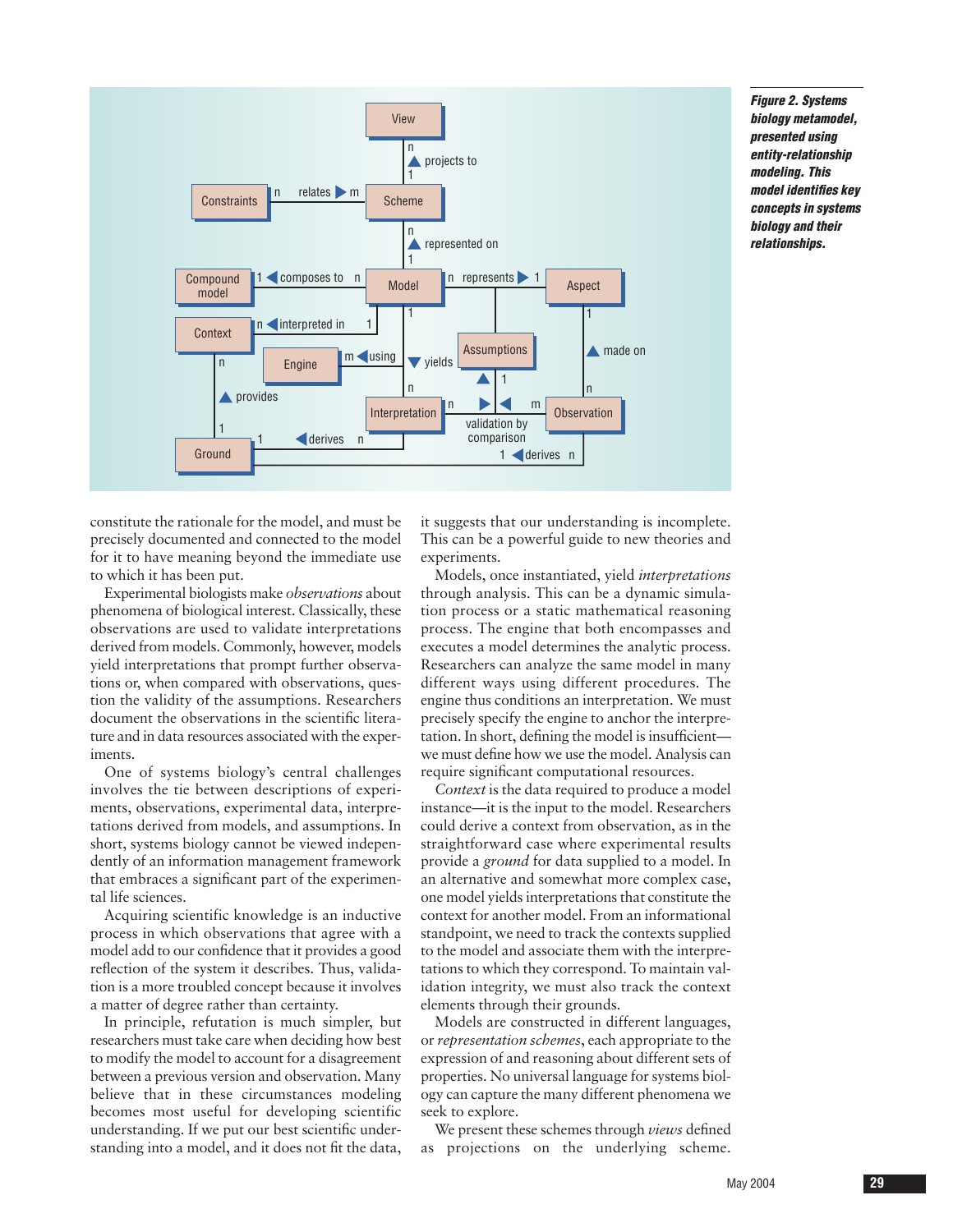*Figure 2. Systems biology metamodel, presented using entity-relationship modeling. This model identifies key concepts in systems biology and their relationships.*

constitute the rationale for the model, and must be precisely documented and connected to the model for it to have meaning beyond the immediate use to which it has been put.

Experimental biologists make *observations* about phenomena of biological interest. Classically, these observations are used to validate interpretations derived from models. Commonly, however, models yield interpretations that prompt further observations or, when compared with observations, question the validity of the assumptions. Researchers document the observations in the scientific literature and in data resources associated with the experiments.

One of systems biology's central challenges involves the tie between descriptions of experiments, observations, experimental data, interpretations derived from models, and assumptions. In short, systems biology cannot be viewed independently of an information management framework that embraces a significant part of the experimental life sciences.

Acquiring scientific knowledge is an inductive process in which observations that agree with a model add to our confidence that it provides a good reflection of the system it describes. Thus, validation is a more troubled concept because it involves a matter of degree rather than certainty.

In principle, refutation is much simpler, but researchers must take care when deciding how best to modify the model to account for a disagreement between a previous version and observation. Many believe that in these circumstances modeling becomes most useful for developing scientific understanding. If we put our best scientific understanding into a model, and it does not fit the data, it suggests that our understanding is incomplete. This can be a powerful guide to new theories and experiments.

Models, once instantiated, yield *interpretations* through analysis. This can be a dynamic simulation process or a static mathematical reasoning process. The engine that both encompasses and executes a model determines the analytic process. Researchers can analyze the same model in many different ways using different procedures. The engine thus conditions an interpretation. We must precisely specify the engine to anchor the interpretation. In short, defining the model is insufficient—we must define how we use the model. Analysis can require significant computational resources.

*Context* is the data required to produce a model instance—it is the input to the model. Researchers could derive a context from observation, as in the straightforward case where experimental results provide a *ground* for data supplied to a model. In an alternative and somewhat more complex case, one model yields interpretations that constitute the context for another model. From an informational standpoint, we need to track the contexts supplied to the model and associate them with the interpretations to which they correspond. To maintain validation integrity, we must also track the context elements through their grounds.

Models are constructed in different languages, or *representation schemes*, each appropriate to the expression of and reasoning about different sets of properties. No universal language for systems biology can capture the many different phenomena we seek to explore.

We present these schemes through *views* defined as projections on the underlying scheme.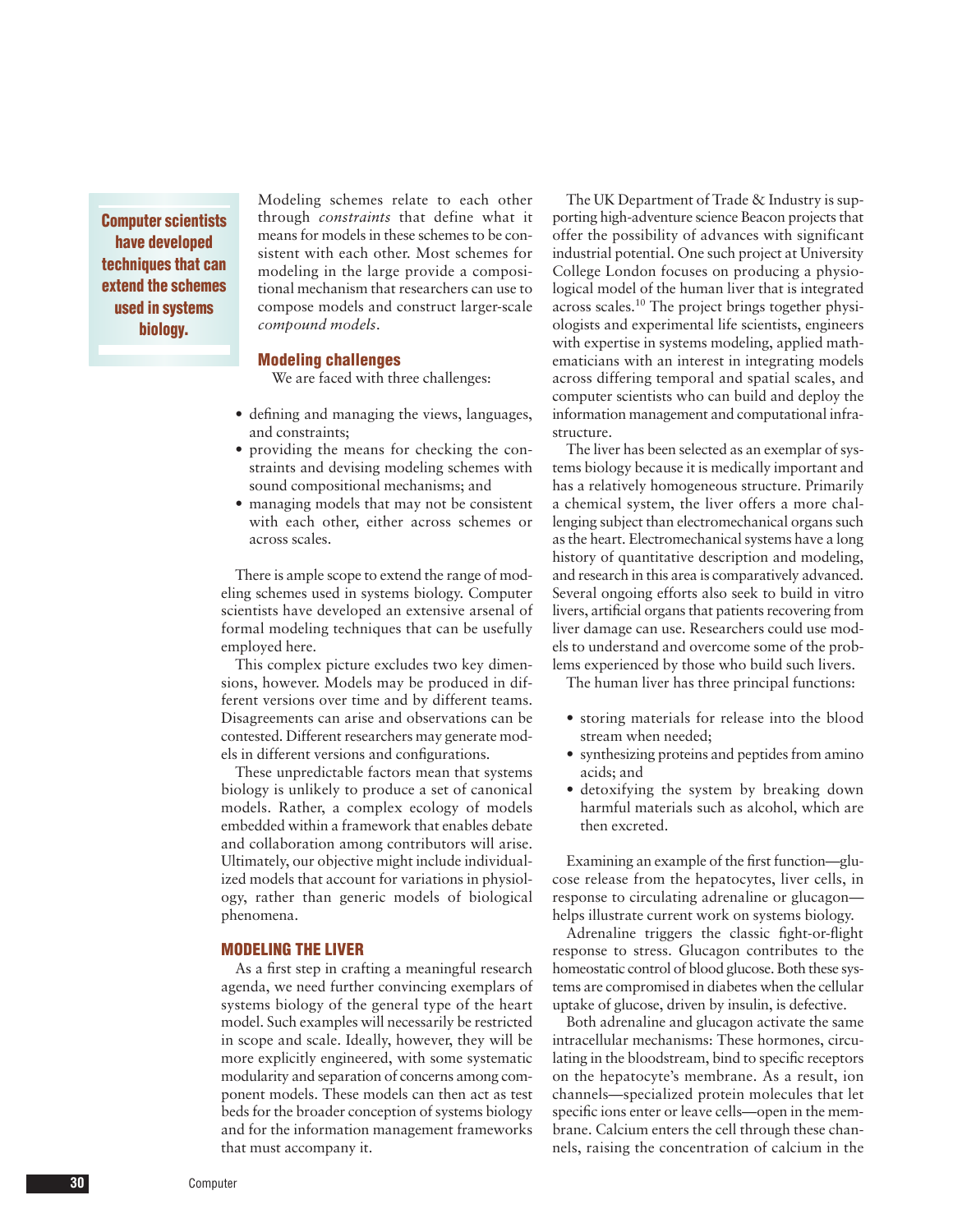**Computer scientists have developed techniques that can extend the schemes used in systems biology.**

Modeling schemes relate to each other through *constraints* that define what it means for models in these schemes to be consistent with each other. Most schemes for modeling in the large provide a compositional mechanism that researchers can use to compose models and construct larger-scale *compound models*.

### Modeling challenges

We are faced with three challenges:

- defining and managing the views, languages, and constraints;
- providing the means for checking the constraints and devising modeling schemes with sound compositional mechanisms; and
- managing models that may not be consistent with each other, either across schemes or across scales.

There is ample scope to extend the range of modeling schemes used in systems biology. Computer scientists have developed an extensive arsenal of formal modeling techniques that can be usefully employed here.

This complex picture excludes two key dimensions, however. Models may be produced in different versions over time and by different teams. Disagreements can arise and observations can be contested. Different researchers may generate models in different versions and configurations.

These unpredictable factors mean that systems biology is unlikely to produce a set of canonical models. Rather, a complex ecology of models embedded within a framework that enables debate and collaboration among contributors will arise. Ultimately, our objective might include individualized models that account for variations in physiology, rather than generic models of biological phenomena.

## MODELING THE LIVER

As a first step in crafting a meaningful research agenda, we need further convincing exemplars of systems biology of the general type of the heart model. Such examples will necessarily be restricted in scope and scale. Ideally, however, they will be more explicitly engineered, with some systematic modularity and separation of concerns among component models. These models can then act as test beds for the broader conception of systems biology and for the information management frameworks that must accompany it.

The UK Department of Trade & Industry is supporting high-adventure science Beacon projects that offer the possibility of advances with significant industrial potential. One such project at University College London focuses on producing a physiological model of the human liver that is integrated across scales.[10] The project brings together physiologists and experimental life scientists, engineers with expertise in systems modeling, applied mathematicians with an interest in integrating models across differing temporal and spatial scales, and computer scientists who can build and deploy the information management and computational infrastructure.

The liver has been selected as an exemplar of systems biology because it is medically important and has a relatively homogeneous structure. Primarily a chemical system, the liver offers a more challenging subject than electromechanical organs such as the heart. Electromechanical systems have a long history of quantitative description and modeling, and research in this area is comparatively advanced. Several ongoing efforts also seek to build in vitro livers, artificial organs that patients recovering from liver damage can use. Researchers could use models to understand and overcome some of the problems experienced by those who build such livers.

The human liver has three principal functions:

- storing materials for release into the blood stream when needed;
- synthesizing proteins and peptides from amino acids; and
- detoxifying the system by breaking down harmful materials such as alcohol, which are then excreted.

Examining an example of the first function—glucose release from the hepatocytes, liver cells, in response to circulating adrenaline or glucagon—helps illustrate current work on systems biology.

Adrenaline triggers the classic fight-or-flight response to stress. Glucagon contributes to the homeostatic control of blood glucose. Both these systems are compromised in diabetes when the cellular uptake of glucose, driven by insulin, is defective.

Both adrenaline and glucagon activate the same intracellular mechanisms: These hormones, circulating in the bloodstream, bind to specific receptors on the hepatocyte's membrane. As a result, ion channels—specialized protein molecules that let specific ions enter or leave cells—open in the membrane. Calcium enters the cell through these channels, raising the concentration of calcium in the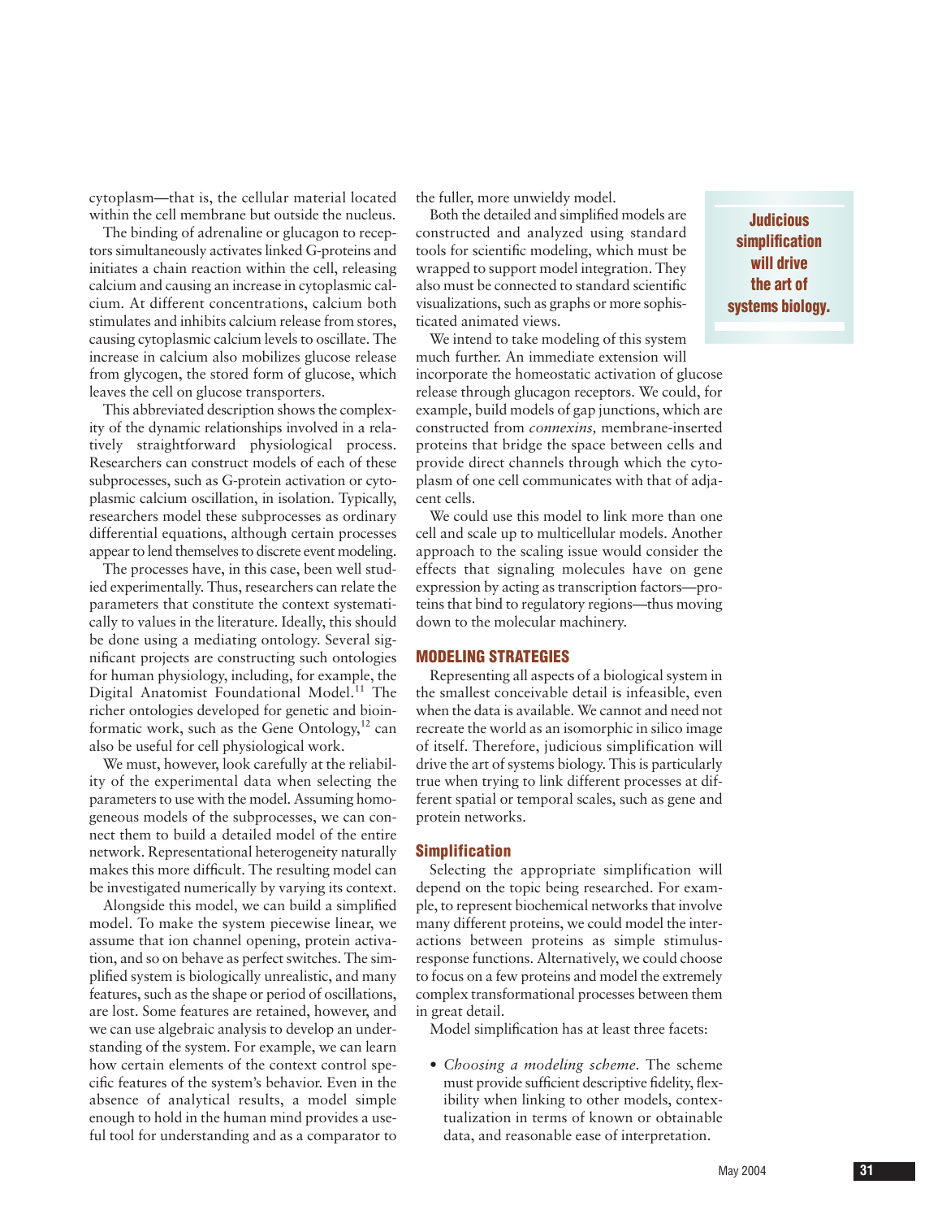cytoplasm—that is, the cellular material located within the cell membrane but outside the nucleus.

The binding of adrenaline or glucagon to receptors simultaneously activates linked G-proteins and initiates a chain reaction within the cell, releasing calcium and causing an increase in cytoplasmic calcium. At different concentrations, calcium both stimulates and inhibits calcium release from stores, causing cytoplasmic calcium levels to oscillate. The increase in calcium also mobilizes glucose release from glycogen, the stored form of glucose, which leaves the cell on glucose transporters.

This abbreviated description shows the complexity of the dynamic relationships involved in a relatively straightforward physiological process. Researchers can construct models of each of these subprocesses, such as G-protein activation or cytoplasmic calcium oscillation, in isolation. Typically, researchers model these subprocesses as ordinary differential equations, although certain processes appear to lend themselves to discrete event modeling.

The processes have, in this case, been well studied experimentally. Thus, researchers can relate the parameters that constitute the context systematically to values in the literature. Ideally, this should be done using a mediating ontology. Several significant projects are constructing such ontologies for human physiology, including, for example, the Digital Anatomist Foundational Model.[11] The richer ontologies developed for genetic and bioinformatic work, such as the Gene Ontology,[12] can also be useful for cell physiological work.

We must, however, look carefully at the reliability of the experimental data when selecting the parameters to use with the model. Assuming homogeneous models of the subprocesses, we can connect them to build a detailed model of the entire network. Representational heterogeneity naturally makes this more difficult. The resulting model can be investigated numerically by varying its context.

Alongside this model, we can build a simplified model. To make the system piecewise linear, we assume that ion channel opening, protein activation, and so on behave as perfect switches. The simplified system is biologically unrealistic, and many features, such as the shape or period of oscillations, are lost. Some features are retained, however, and we can use algebraic analysis to develop an understanding of the system. For example, we can learn how certain elements of the context control specific features of the system's behavior. Even in the absence of analytical results, a model simple enough to hold in the human mind provides a useful tool for understanding and as a comparator to the fuller, more unwieldy model.

Both the detailed and simplified models are constructed and analyzed using standard tools for scientific modeling, which must be wrapped to support model integration. They also must be connected to standard scientific visualizations, such as graphs or more sophisticated animated views.

We intend to take modeling of this system much further. An immediate extension will incorporate the homeostatic activation of glucose release through glucagon receptors. We could, for example, build models of gap junctions, which are constructed from *connexins,* membrane-inserted proteins that bridge the space between cells and provide direct channels through which the cytoplasm of one cell communicates with that of adjacent cells.

We could use this model to link more than one cell and scale up to multicellular models. Another approach to the scaling issue would consider the effects that signaling molecules have on gene expression by acting as transcription factors—proteins that bind to regulatory regions—thus moving down to the molecular machinery.

**Judicious simplification will drive the art of systems biology.**

## MODELING STRATEGIES

Representing all aspects of a biological system in the smallest conceivable detail is infeasible, even when the data is available. We cannot and need not recreate the world as an isomorphic in silico image of itself. Therefore, judicious simplification will drive the art of systems biology. This is particularly true when trying to link different processes at different spatial or temporal scales, such as gene and protein networks.

### Simplification

Selecting the appropriate simplification will depend on the topic being researched. For example, to represent biochemical networks that involve many different proteins, we could model the interactions between proteins as simple stimulus-response functions. Alternatively, we could choose to focus on a few proteins and model the extremely complex transformational processes between them in great detail.

Model simplification has at least three facets:

- *Choosing a modeling scheme.* The scheme must provide sufficient descriptive fidelity, flexibility when linking to other models, contextualization in terms of known or obtainable data, and reasonable ease of interpretation.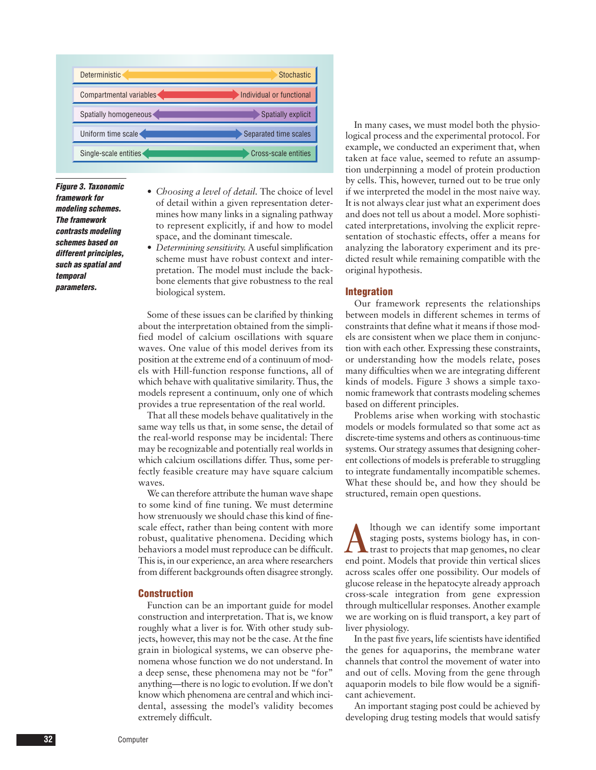Deterministic ⟷ Stochastic

Compartmental variables ⟷ Individual or functional

Spatially homogeneous ⟷ Spatially explicit

Uniform time scale ⟷ Separated time scales

Single-scale entities ⟷ Cross-scale entities

***Figure 3. Taxonomic framework for modeling schemes. The framework contrasts modeling schemes based on different principles, such as spatial and temporal parameters.***

- *Choosing a level of detail.* The choice of level of detail within a given representation determines how many links in a signaling pathway to represent explicitly, if and how to model space, and the dominant timescale.
- *Determining sensitivity.* A useful simplification scheme must have robust context and interpretation. The model must include the backbone elements that give robustness to the real biological system.

Some of these issues can be clarified by thinking about the interpretation obtained from the simplified model of calcium oscillations with square waves. One value of this model derives from its position at the extreme end of a continuum of models with Hill-function response functions, all of which behave with qualitative similarity. Thus, the models represent a continuum, only one of which provides a true representation of the real world.

That all these models behave qualitatively in the same way tells us that, in some sense, the detail of the real-world response may be incidental: There may be recognizable and potentially real worlds in which calcium oscillations differ. Thus, some perfectly feasible creature may have square calcium waves.

We can therefore attribute the human wave shape to some kind of fine tuning. We must determine how strenuously we should chase this kind of fine-scale effect, rather than being content with more robust, qualitative phenomena. Deciding which behaviors a model must reproduce can be difficult. This is, in our experience, an area where researchers from different backgrounds often disagree strongly.

## Construction

Function can be an important guide for model construction and interpretation. That is, we know roughly what a liver is for. With other study subjects, however, this may not be the case. At the fine grain in biological systems, we can observe phenomena whose function we do not understand. In a deep sense, these phenomena may not be "for" anything—there is no logic to evolution. If we don't know which phenomena are central and which incidental, assessing the model's validity becomes extremely difficult.

In many cases, we must model both the physiological process and the experimental protocol. For example, we conducted an experiment that, when taken at face value, seemed to refute an assumption underpinning a model of protein production by cells. This, however, turned out to be true only if we interpreted the model in the most naive way. It is not always clear just what an experiment does and does not tell us about a model. More sophisticated interpretations, involving the explicit representation of stochastic effects, offer a means for analyzing the laboratory experiment and its predicted result while remaining compatible with the original hypothesis.

## Integration

Our framework represents the relationships between models in different schemes in terms of constraints that define what it means if those models are consistent when we place them in conjunction with each other. Expressing these constraints, or understanding how the models relate, poses many difficulties when we are integrating different kinds of models. Figure 3 shows a simple taxonomic framework that contrasts modeling schemes based on different principles.

Problems arise when working with stochastic models or models formulated so that some act as discrete-time systems and others as continuous-time systems. Our strategy assumes that designing coherent collections of models is preferable to struggling to integrate fundamentally incompatible schemes. What these should be, and how they should be structured, remain open questions.

Although we can identify some important staging posts, systems biology has, in contrast to projects that map genomes, no clear end point. Models that provide thin vertical slices across scales offer one possibility. Our models of glucose release in the hepatocyte already approach cross-scale integration from gene expression through multicellular responses. Another example we are working on is fluid transport, a key part of liver physiology.

In the past five years, life scientists have identified the genes for aquaporins, the membrane water channels that control the movement of water into and out of cells. Moving from the gene through aquaporin models to bile flow would be a significant achievement.

An important staging post could be achieved by developing drug testing models that would satisfy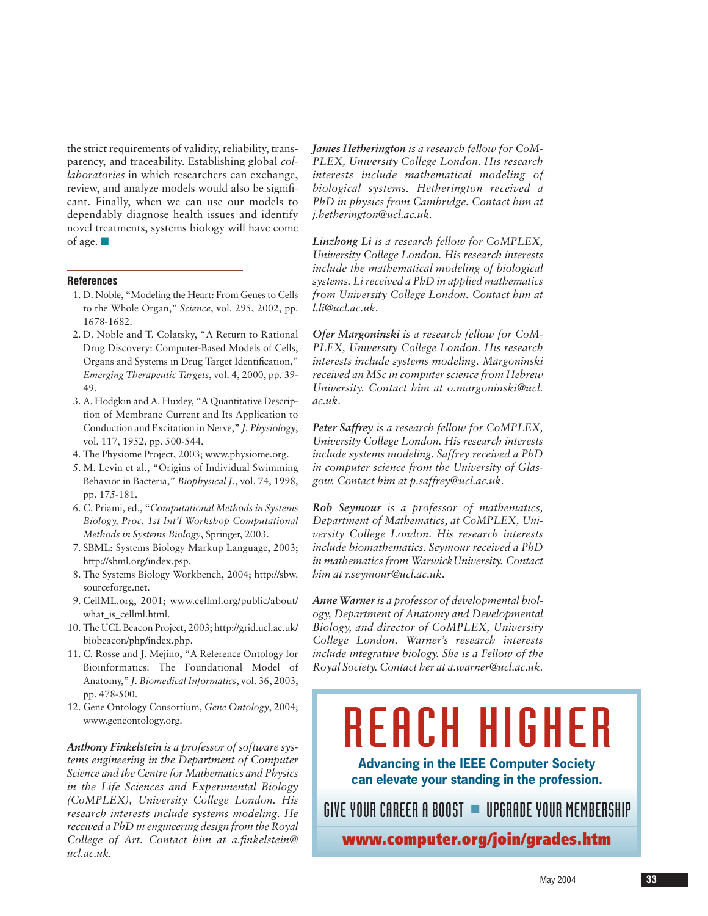the strict requirements of validity, reliability, transparency, and traceability. Establishing global *collaboratories* in which researchers can exchange, review, and analyze models would also be significant. Finally, when we can use our models to dependably diagnose health issues and identify novel treatments, systems biology will have come of age. ■

## References

1. D. Noble, "Modeling the Heart: From Genes to Cells to the Whole Organ," *Science*, vol. 295, 2002, pp. 1678-1682.
2. D. Noble and T. Colatsky, "A Return to Rational Drug Discovery: Computer-Based Models of Cells, Organs and Systems in Drug Target Identification," *Emerging Therapeutic Targets*, vol. 4, 2000, pp. 39-49.
3. A. Hodgkin and A. Huxley, "A Quantitative Description of Membrane Current and Its Application to Conduction and Excitation in Nerve," *J. Physiology*, vol. 117, 1952, pp. 500-544.
4. The Physiome Project, 2003; www.physiome.org.
5. M. Levin et al., "Origins of Individual Swimming Behavior in Bacteria," *Biophysical J.*, vol. 74, 1998, pp. 175-181.
6. C. Priami, ed., "*Computational Methods in Systems Biology, Proc. 1st Int'l Workshop Computational Methods in Systems Biology*, Springer, 2003.
7. SBML: Systems Biology Markup Language, 2003; http://sbml.org/index.psp.
8. The Systems Biology Workbench, 2004; http://sbw.sourceforge.net.
9. CellML.org, 2001; www.cellml.org/public/about/what_is_cellml.html.
10. The UCL Beacon Project, 2003; http://grid.ucl.ac.uk/biobeacon/php/index.php.
11. C. Rosse and J. Mejino, "A Reference Ontology for Bioinformatics: The Foundational Model of Anatomy," *J. Biomedical Informatics*, vol. 36, 2003, pp. 478-500.
12. Gene Ontology Consortium, *Gene Ontology*, 2004; www.geneontology.org.

***Anthony Finkelstein** is a professor of software systems engineering in the Department of Computer Science and the Centre for Mathematics and Physics in the Life Sciences and Experimental Biology (CoMPLEX), University College London. His research interests include systems modeling. He received a PhD in engineering design from the Royal College of Art. Contact him at a.finkelstein@ucl.ac.uk.*

***James Hetherington** is a research fellow for CoMPLEX, University College London. His research interests include mathematical modeling of biological systems. Hetherington received a PhD in physics from Cambridge. Contact him at j.hetherington@ucl.ac.uk.*

***Linzhong Li** is a research fellow for CoMPLEX, University College London. His research interests include the mathematical modeling of biological systems. Li received a PhD in applied mathematics from University College London. Contact him at l.li@ucl.ac.uk.*

***Ofer Margoninski** is a research fellow for CoMPLEX, University College London. His research interests include systems modeling. Margoninski received an MSc in computer science from Hebrew University. Contact him at o.margoninski@ucl.ac.uk.*

***Peter Saffrey** is a research fellow for CoMPLEX, University College London. His research interests include systems modeling. Saffrey received a PhD in computer science from the University of Glasgow. Contact him at p.saffrey@ucl.ac.uk.*

***Rob Seymour** is a professor of mathematics, Department of Mathematics, at CoMPLEX, University College London. His research interests include biomathematics. Seymour received a PhD in mathematics from WarwickUniversity. Contact him at r.seymour@ucl.ac.uk.*

***Anne Warner** is a professor of developmental biology, Department of Anatomy and Developmental Biology, and director of CoMPLEX, University College London. Warner's research interests include integrative biology. She is a Fellow of the Royal Society. Contact her at a.warner@ucl.ac.uk.*

REACH HIGHER

**Advancing in the IEEE Computer Society can elevate your standing in the profession.**

GIVE YOUR CAREER A BOOST ■ UPGRADE YOUR MEMBERSHIP

**www.computer.org/join/grades.htm**